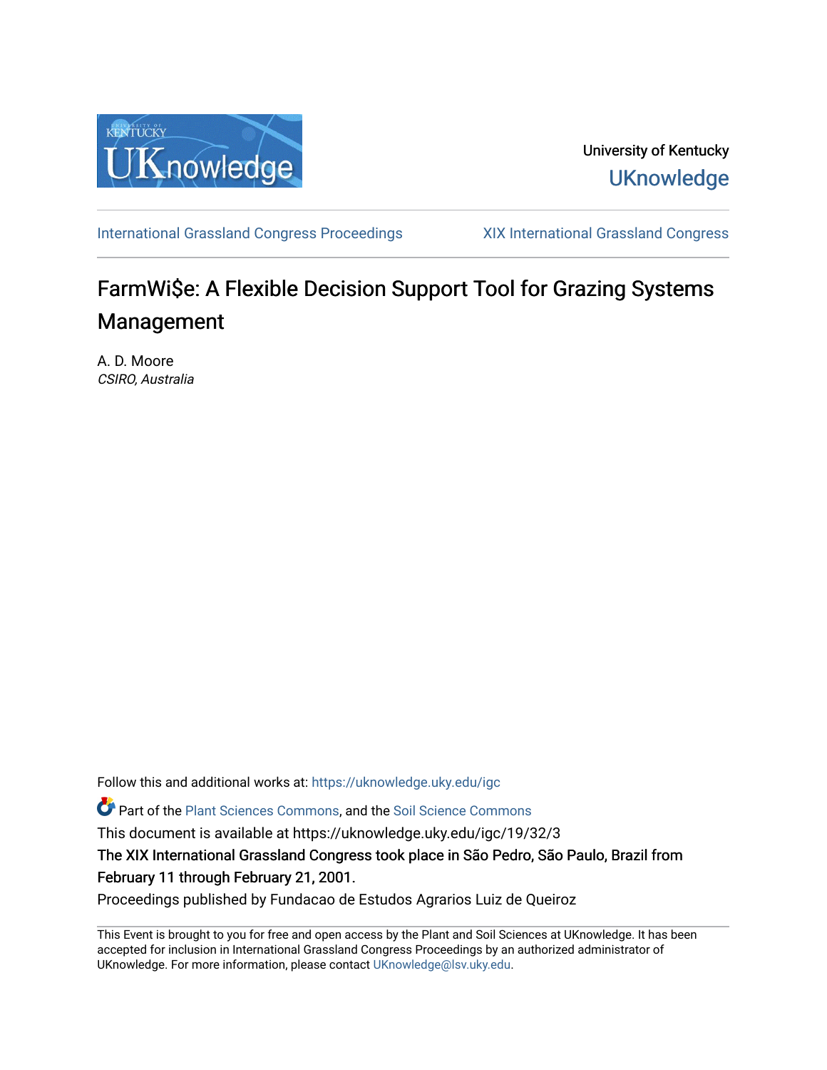University of Kentucky
UKnowledge

International Grassland Congress Proceedings | XIX International Grassland Congress

# FarmWi$e: A Flexible Decision Support Tool for Grazing Systems Management

A. D. Moore
*CSIRO, Australia*

Follow this and additional works at: https://uknowledge.uky.edu/igc

Part of the Plant Sciences Commons, and the Soil Science Commons

This document is available at https://uknowledge.uky.edu/igc/19/32/3

The XIX International Grassland Congress took place in São Pedro, São Paulo, Brazil from February 11 through February 21, 2001.

Proceedings published by Fundacao de Estudos Agrarios Luiz de Queiroz

This Event is brought to you for free and open access by the Plant and Soil Sciences at UKnowledge. It has been accepted for inclusion in International Grassland Congress Proceedings by an authorized administrator of UKnowledge. For more information, please contact UKnowledge@lsv.uky.edu.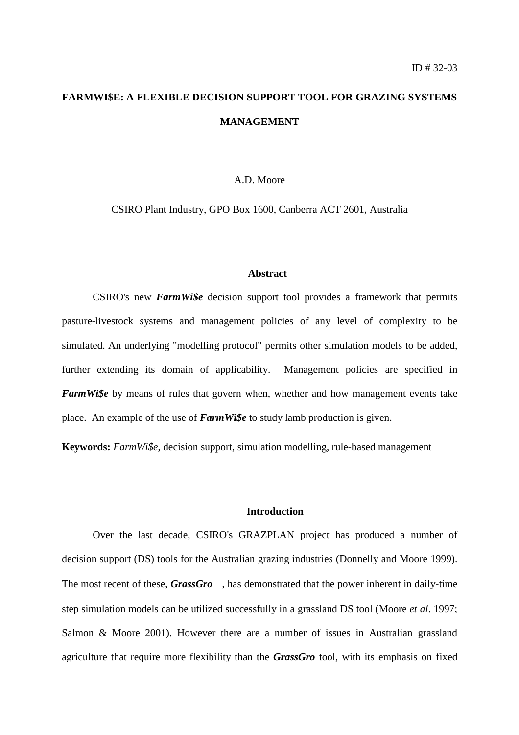ID # 32-03

# FARMWI$E: A FLEXIBLE DECISION SUPPORT TOOL FOR GRAZING SYSTEMS MANAGEMENT

A.D. Moore

CSIRO Plant Industry, GPO Box 1600, Canberra ACT 2601, Australia

## Abstract

CSIRO's new ***FarmWi$e*** decision support tool provides a framework that permits pasture-livestock systems and management policies of any level of complexity to be simulated. An underlying "modelling protocol" permits other simulation models to be added, further extending its domain of applicability. Management policies are specified in ***FarmWi$e*** by means of rules that govern when, whether and how management events take place. An example of the use of ***FarmWi$e*** to study lamb production is given.

**Keywords:** *FarmWi$e*, decision support, simulation modelling, rule-based management

## Introduction

Over the last decade, CSIRO's GRAZPLAN project has produced a number of decision support (DS) tools for the Australian grazing industries (Donnelly and Moore 1999). The most recent of these, ***GrassGro***, has demonstrated that the power inherent in daily-time step simulation models can be utilized successfully in a grassland DS tool (Moore *et al*. 1997; Salmon & Moore 2001). However there are a number of issues in Australian grassland agriculture that require more flexibility than the ***GrassGro*** tool, with its emphasis on fixed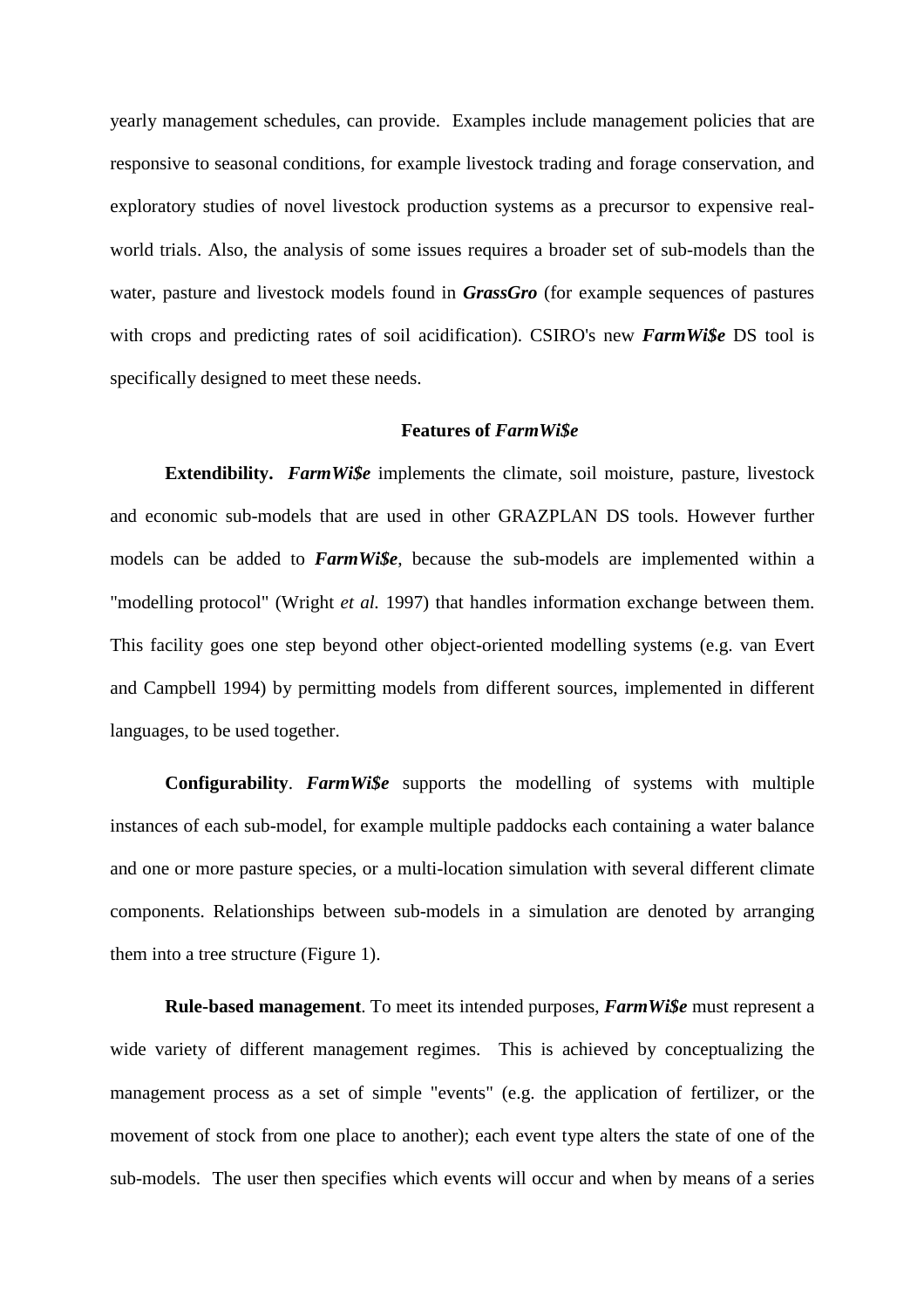yearly management schedules, can provide. Examples include management policies that are responsive to seasonal conditions, for example livestock trading and forage conservation, and exploratory studies of novel livestock production systems as a precursor to expensive real-world trials. Also, the analysis of some issues requires a broader set of sub-models than the water, pasture and livestock models found in ***GrassGro*** (for example sequences of pastures with crops and predicting rates of soil acidification). CSIRO's new ***FarmWi$e*** DS tool is specifically designed to meet these needs.

## Features of *FarmWi$e*

**Extendibility.** ***FarmWi$e*** implements the climate, soil moisture, pasture, livestock and economic sub-models that are used in other GRAZPLAN DS tools. However further models can be added to ***FarmWi$e***, because the sub-models are implemented within a "modelling protocol" (Wright *et al.* 1997) that handles information exchange between them. This facility goes one step beyond other object-oriented modelling systems (e.g. van Evert and Campbell 1994) by permitting models from different sources, implemented in different languages, to be used together.

**Configurability**. ***FarmWi$e*** supports the modelling of systems with multiple instances of each sub-model, for example multiple paddocks each containing a water balance and one or more pasture species, or a multi-location simulation with several different climate components. Relationships between sub-models in a simulation are denoted by arranging them into a tree structure (Figure 1).

**Rule-based management**. To meet its intended purposes, ***FarmWi$e*** must represent a wide variety of different management regimes. This is achieved by conceptualizing the management process as a set of simple "events" (e.g. the application of fertilizer, or the movement of stock from one place to another); each event type alters the state of one of the sub-models. The user then specifies which events will occur and when by means of a series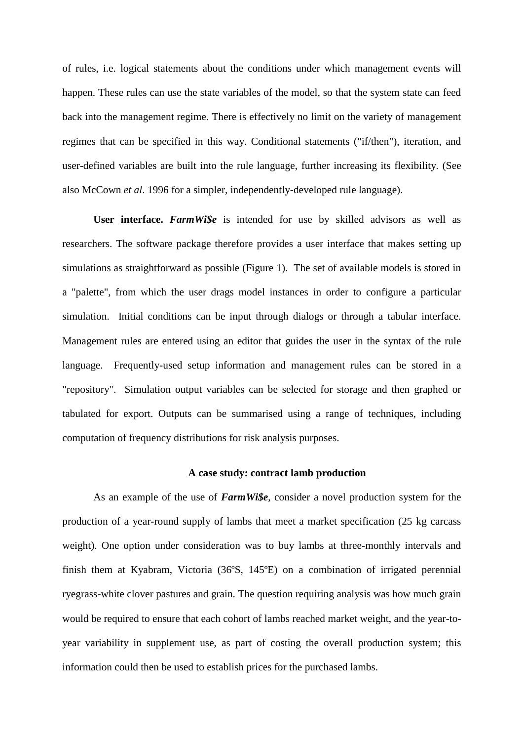of rules, i.e. logical statements about the conditions under which management events will happen. These rules can use the state variables of the model, so that the system state can feed back into the management regime. There is effectively no limit on the variety of management regimes that can be specified in this way. Conditional statements ("if/then"), iteration, and user-defined variables are built into the rule language, further increasing its flexibility. (See also McCown *et al*. 1996 for a simpler, independently-developed rule language).

**User interface.** ***FarmWi$e*** is intended for use by skilled advisors as well as researchers. The software package therefore provides a user interface that makes setting up simulations as straightforward as possible (Figure 1). The set of available models is stored in a "palette", from which the user drags model instances in order to configure a particular simulation. Initial conditions can be input through dialogs or through a tabular interface. Management rules are entered using an editor that guides the user in the syntax of the rule language. Frequently-used setup information and management rules can be stored in a "repository". Simulation output variables can be selected for storage and then graphed or tabulated for export. Outputs can be summarised using a range of techniques, including computation of frequency distributions for risk analysis purposes.

## A case study: contract lamb production

As an example of the use of ***FarmWi$e***, consider a novel production system for the production of a year-round supply of lambs that meet a market specification (25 kg carcass weight). One option under consideration was to buy lambs at three-monthly intervals and finish them at Kyabram, Victoria (36ºS, 145ºE) on a combination of irrigated perennial ryegrass-white clover pastures and grain. The question requiring analysis was how much grain would be required to ensure that each cohort of lambs reached market weight, and the year-to-year variability in supplement use, as part of costing the overall production system; this information could then be used to establish prices for the purchased lambs.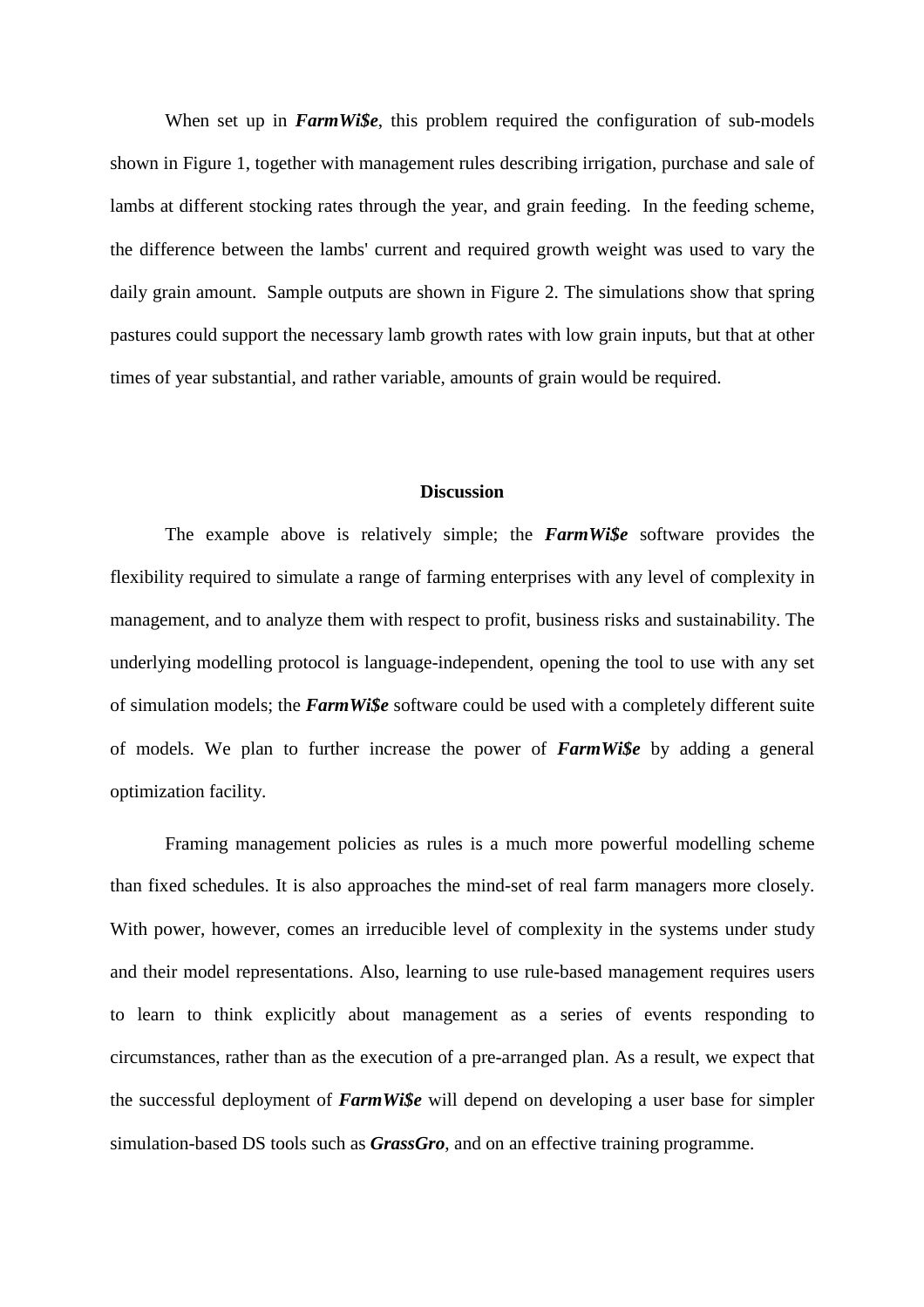When set up in ***FarmWi$e***, this problem required the configuration of sub-models shown in Figure 1, together with management rules describing irrigation, purchase and sale of lambs at different stocking rates through the year, and grain feeding. In the feeding scheme, the difference between the lambs' current and required growth weight was used to vary the daily grain amount. Sample outputs are shown in Figure 2. The simulations show that spring pastures could support the necessary lamb growth rates with low grain inputs, but that at other times of year substantial, and rather variable, amounts of grain would be required.

## Discussion

The example above is relatively simple; the ***FarmWi$e*** software provides the flexibility required to simulate a range of farming enterprises with any level of complexity in management, and to analyze them with respect to profit, business risks and sustainability. The underlying modelling protocol is language-independent, opening the tool to use with any set of simulation models; the ***FarmWi$e*** software could be used with a completely different suite of models. We plan to further increase the power of ***FarmWi$e*** by adding a general optimization facility.

Framing management policies as rules is a much more powerful modelling scheme than fixed schedules. It is also approaches the mind-set of real farm managers more closely. With power, however, comes an irreducible level of complexity in the systems under study and their model representations. Also, learning to use rule-based management requires users to learn to think explicitly about management as a series of events responding to circumstances, rather than as the execution of a pre-arranged plan. As a result, we expect that the successful deployment of ***FarmWi$e*** will depend on developing a user base for simpler simulation-based DS tools such as ***GrassGro***, and on an effective training programme.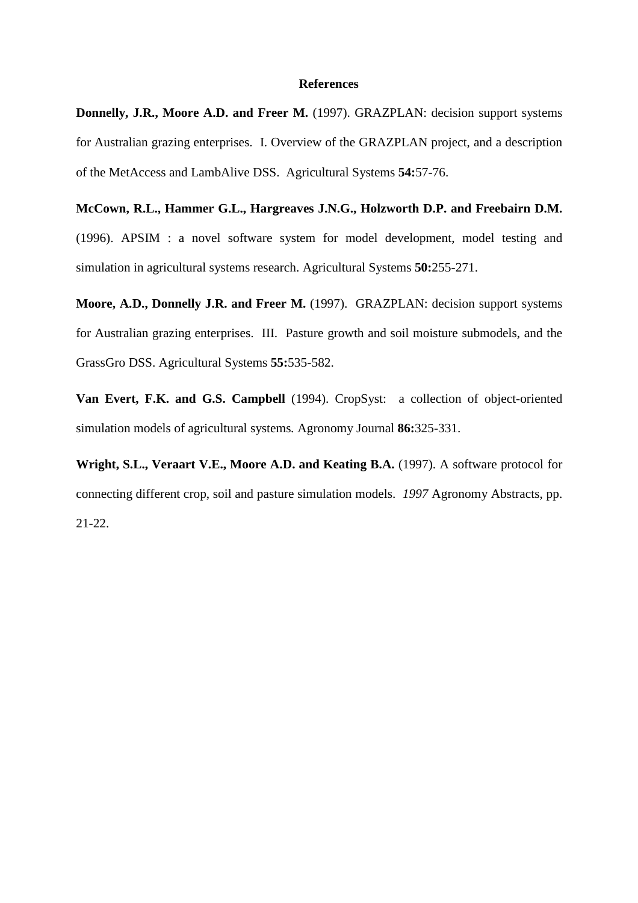# References

**Donnelly, J.R., Moore A.D. and Freer M.** (1997). GRAZPLAN: decision support systems for Australian grazing enterprises. I. Overview of the GRAZPLAN project, and a description of the MetAccess and LambAlive DSS. Agricultural Systems **54:**57-76.

**McCown, R.L., Hammer G.L., Hargreaves J.N.G., Holzworth D.P. and Freebairn D.M.** (1996). APSIM : a novel software system for model development, model testing and simulation in agricultural systems research. Agricultural Systems **50:**255-271.

**Moore, A.D., Donnelly J.R. and Freer M.** (1997). GRAZPLAN: decision support systems for Australian grazing enterprises. III. Pasture growth and soil moisture submodels, and the GrassGro DSS. Agricultural Systems **55:**535-582.

**Van Evert, F.K. and G.S. Campbell** (1994). CropSyst: a collection of object-oriented simulation models of agricultural systems. Agronomy Journal **86:**325-331.

**Wright, S.L., Veraart V.E., Moore A.D. and Keating B.A.** (1997). A software protocol for connecting different crop, soil and pasture simulation models. *1997* Agronomy Abstracts, pp. 21-22.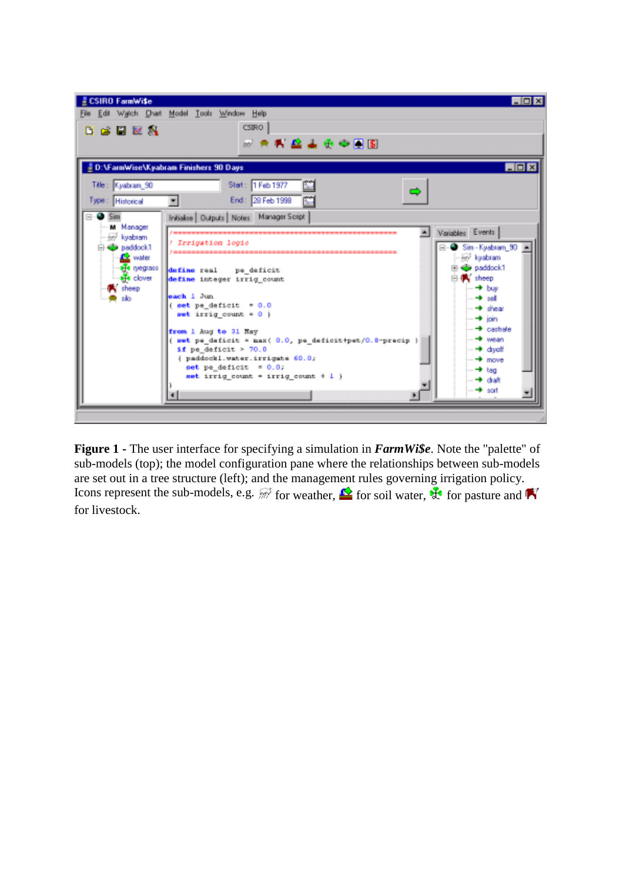**Figure 1** - The user interface for specifying a simulation in ***FarmWi$e***. Note the "palette" of sub-models (top); the model configuration pane where the relationships between sub-models are set out in a tree structure (left); and the management rules governing irrigation policy. Icons represent the sub-models, e.g. for weather, for soil water, for pasture and for livestock.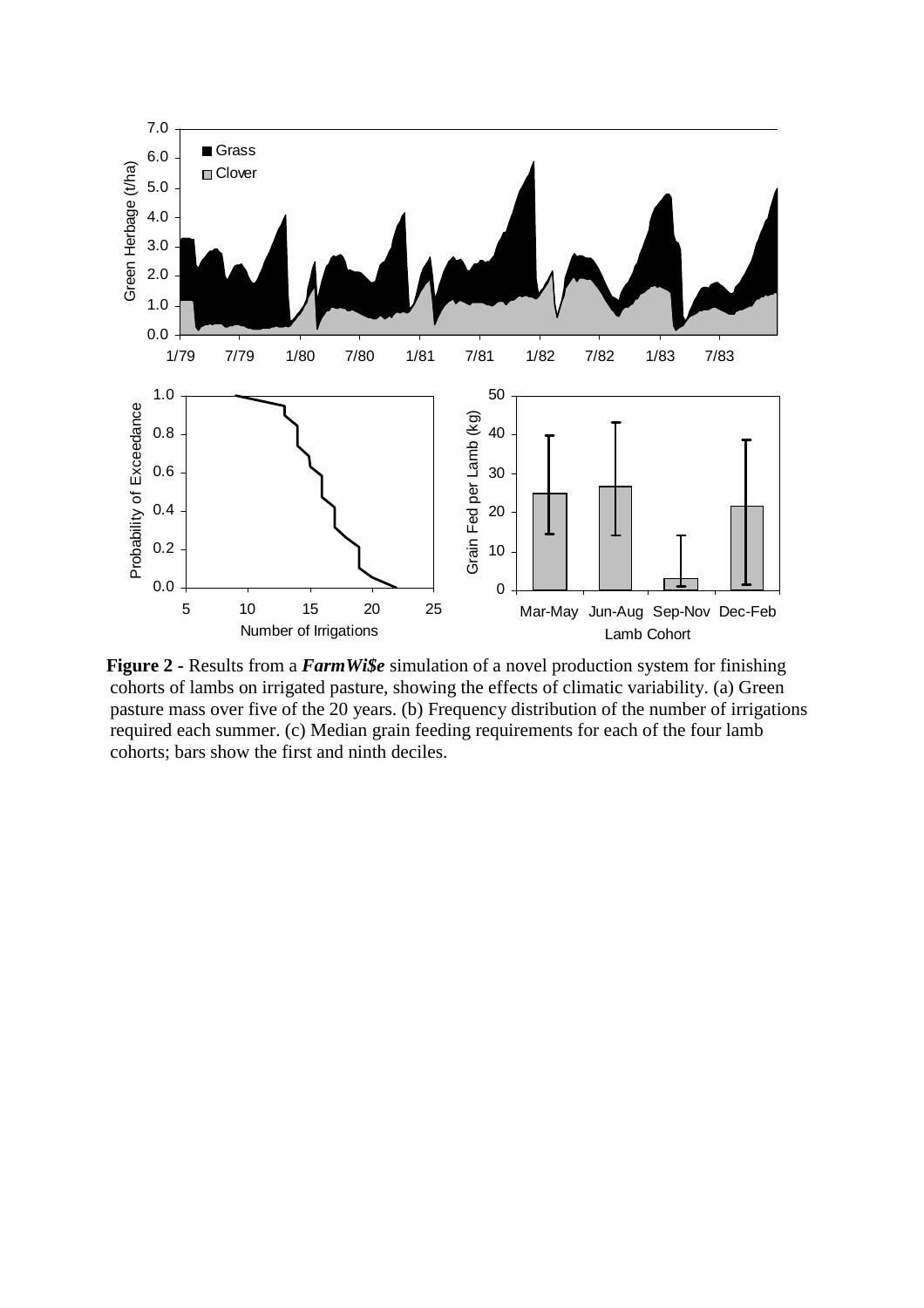7.0
6.0
5.0
4.0
3.0
2.0
1.0
0.0

Green Herbage (t/ha)

Grass
Clover

1/79 7/79 1/80 7/80 1/81 7/81 1/82 7/82 1/83 7/83

1.0
0.8
0.6
0.4
0.2
0.0

Probability of Exceedance

5 10 15 20 25

Number of Irrigations

50
40
30
20
10
0

Grain Fed per Lamb (kg)

Mar-May Jun-Aug Sep-Nov Dec-Feb

Lamb Cohort

**Figure 2 -** Results from a ***FarmWi$e*** simulation of a novel production system for finishing cohorts of lambs on irrigated pasture, showing the effects of climatic variability. (a) Green pasture mass over five of the 20 years. (b) Frequency distribution of the number of irrigations required each summer. (c) Median grain feeding requirements for each of the four lamb cohorts; bars show the first and ninth deciles.